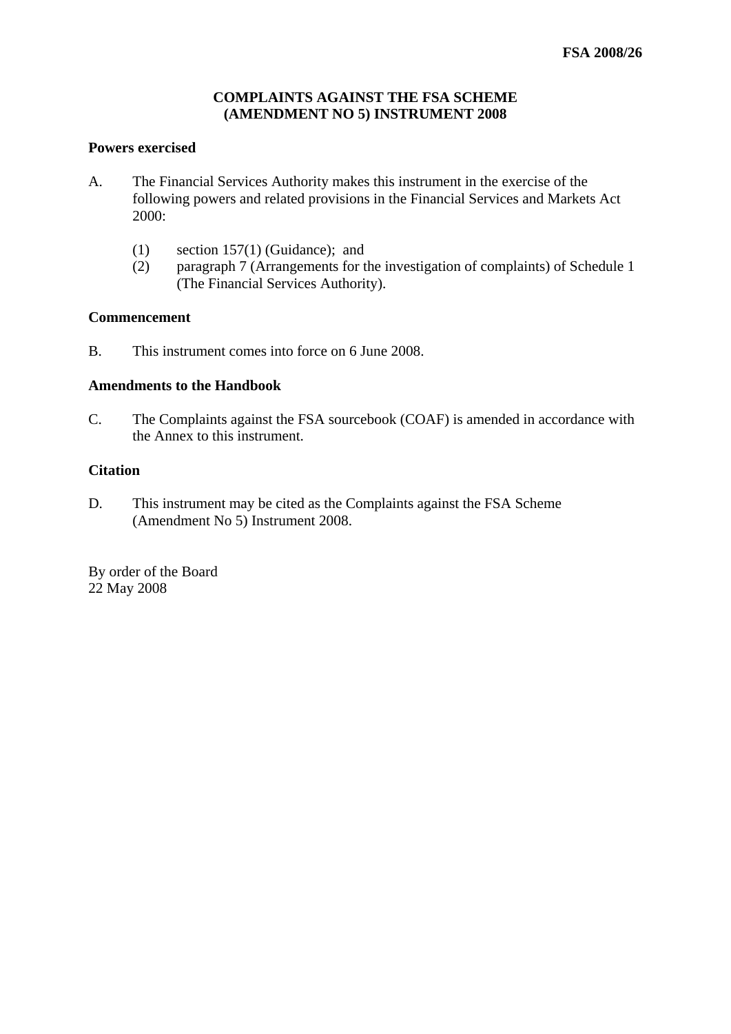**FSA 2008/26**

# COMPLAINTS AGAINST THE FSA SCHEME (AMENDMENT NO 5) INSTRUMENT 2008

## Powers exercised

A. The Financial Services Authority makes this instrument in the exercise of the following powers and related provisions in the Financial Services and Markets Act 2000:

(1) section 157(1) (Guidance); and
(2) paragraph 7 (Arrangements for the investigation of complaints) of Schedule 1 (The Financial Services Authority).

## Commencement

B. This instrument comes into force on 6 June 2008.

## Amendments to the Handbook

C. The Complaints against the FSA sourcebook (COAF) is amended in accordance with the Annex to this instrument.

## Citation

D. This instrument may be cited as the Complaints against the FSA Scheme (Amendment No 5) Instrument 2008.

By order of the Board
22 May 2008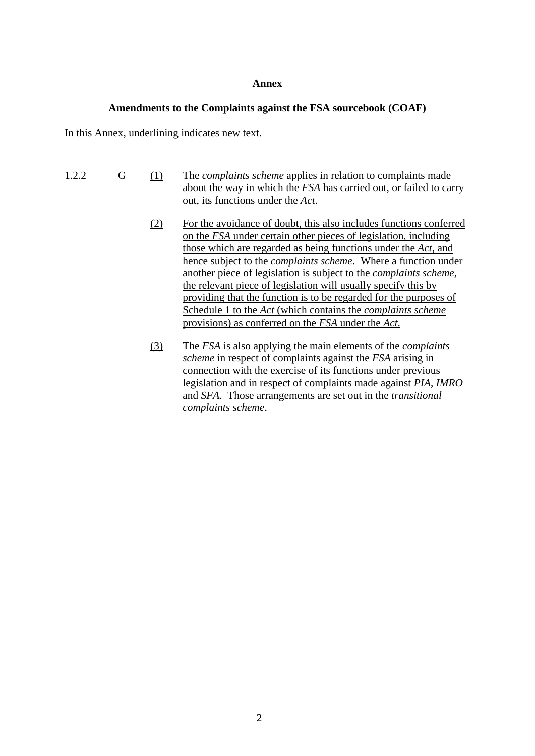**Annex**

**Amendments to the Complaints against the FSA sourcebook (COAF)**

In this Annex, underlining indicates new text.

1.2.2 G <u>(1)</u> The *complaints scheme* applies in relation to complaints made about the way in which the *FSA* has carried out, or failed to carry out, its functions under the *Act*.

<u>(2)</u> <u>For the avoidance of doubt, this also includes functions conferred on the *FSA* under certain other pieces of legislation, including those which are regarded as being functions under the *Act*, and hence subject to the *complaints scheme*. Where a function under another piece of legislation is subject to the *complaints scheme*, the relevant piece of legislation will usually specify this by providing that the function is to be regarded for the purposes of Schedule 1 to the *Act* (which contains the *complaints scheme* provisions) as conferred on the *FSA* under the *Act*.</u>

<u>(3)</u> The *FSA* is also applying the main elements of the *complaints scheme* in respect of complaints against the *FSA* arising in connection with the exercise of its functions under previous legislation and in respect of complaints made against *PIA*, *IMRO* and *SFA*. Those arrangements are set out in the *transitional complaints scheme*.